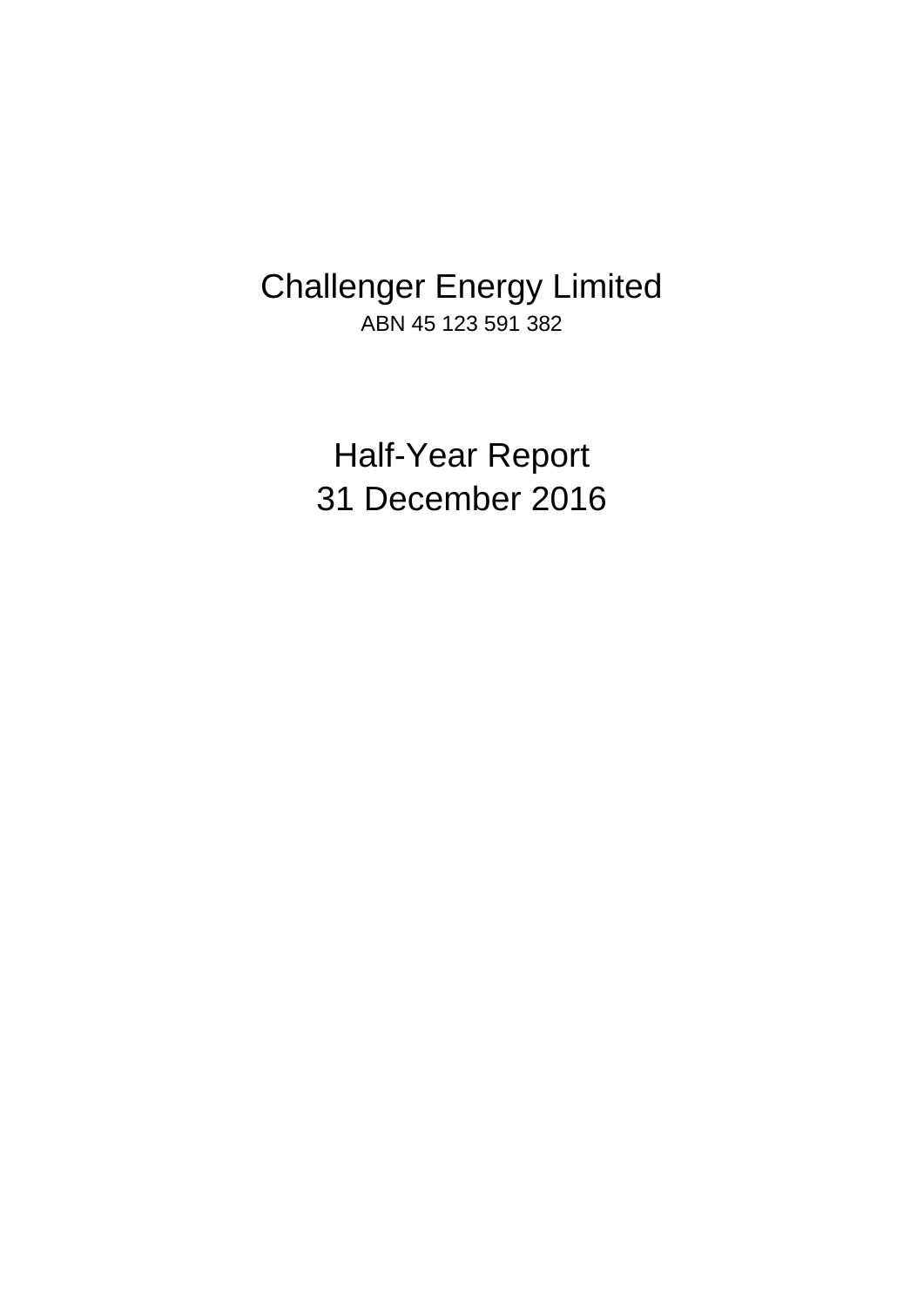# Challenger Energy Limited

ABN 45 123 591 382

# Half-Year Report
# 31 December 2016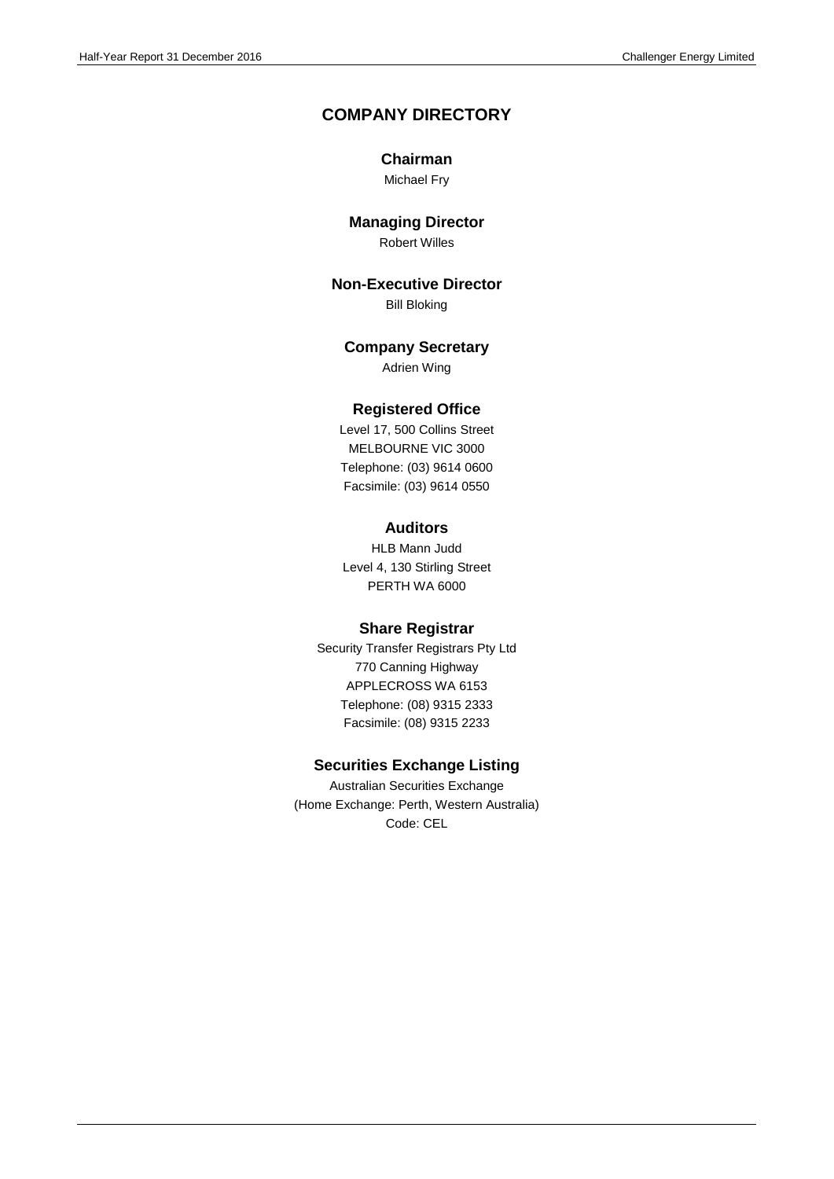# COMPANY DIRECTORY

## Chairman

Michael Fry

## Managing Director

Robert Willes

## Non-Executive Director

Bill Bloking

## Company Secretary

Adrien Wing

## Registered Office

Level 17, 500 Collins Street
MELBOURNE VIC 3000
Telephone: (03) 9614 0600
Facsimile: (03) 9614 0550

## Auditors

HLB Mann Judd
Level 4, 130 Stirling Street
PERTH WA 6000

## Share Registrar

Security Transfer Registrars Pty Ltd
770 Canning Highway
APPLECROSS WA 6153
Telephone: (08) 9315 2333
Facsimile: (08) 9315 2233

## Securities Exchange Listing

Australian Securities Exchange
(Home Exchange: Perth, Western Australia)
Code: CEL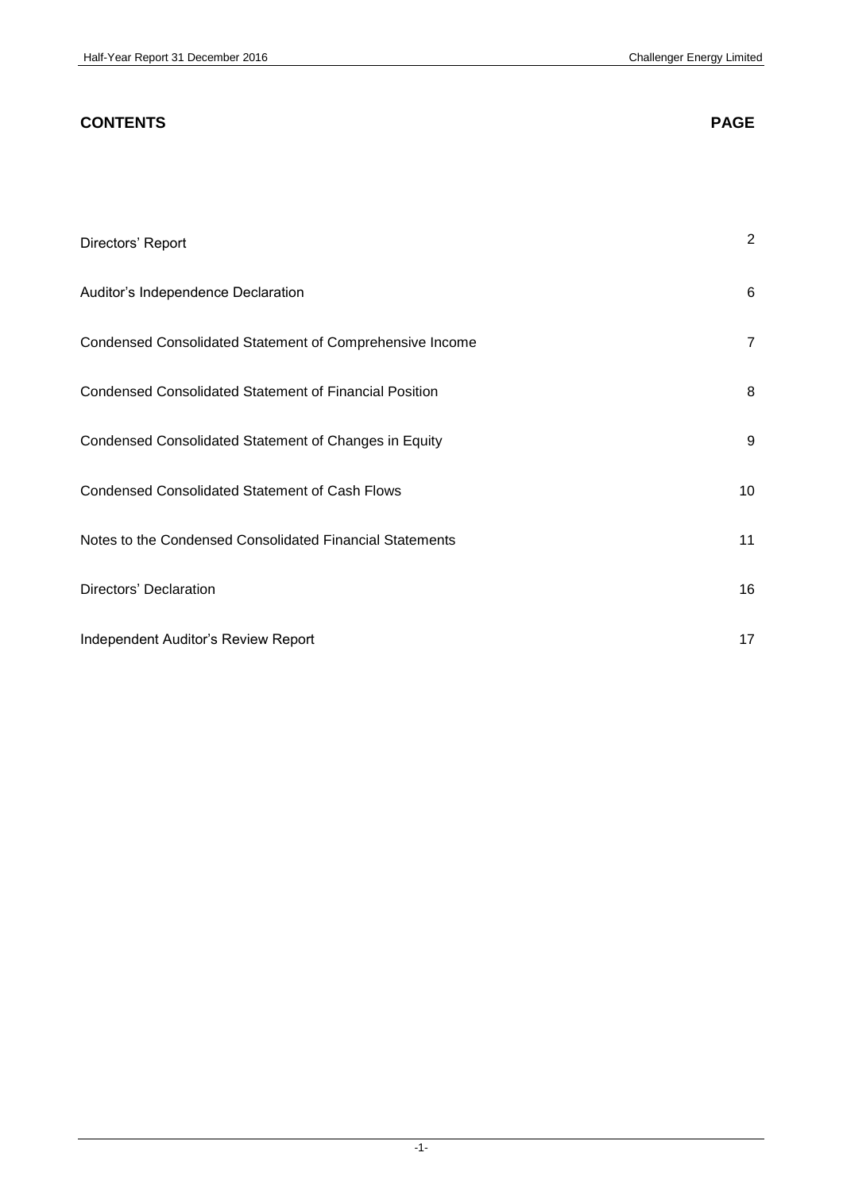## CONTENTS

| | PAGE |
|---|---|
| Directors' Report | 2 |
| Auditor's Independence Declaration | 6 |
| Condensed Consolidated Statement of Comprehensive Income | 7 |
| Condensed Consolidated Statement of Financial Position | 8 |
| Condensed Consolidated Statement of Changes in Equity | 9 |
| Condensed Consolidated Statement of Cash Flows | 10 |
| Notes to the Condensed Consolidated Financial Statements | 11 |
| Directors' Declaration | 16 |
| Independent Auditor's Review Report | 17 |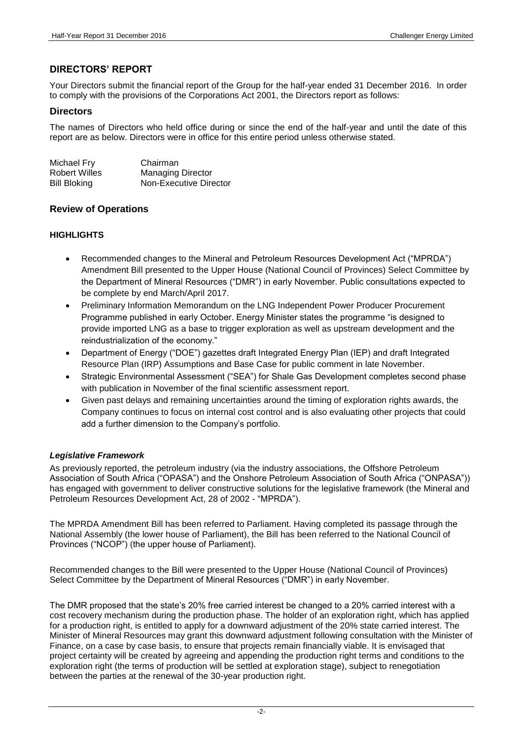## DIRECTORS' REPORT

Your Directors submit the financial report of the Group for the half-year ended 31 December 2016. In order to comply with the provisions of the Corporations Act 2001, the Directors report as follows:

### Directors

The names of Directors who held office during or since the end of the half-year and until the date of this report are as below. Directors were in office for this entire period unless otherwise stated.

| | |
|---|---|
| Michael Fry | Chairman |
| Robert Willes | Managing Director |
| Bill Bloking | Non-Executive Director |

### Review of Operations

#### HIGHLIGHTS

- Recommended changes to the Mineral and Petroleum Resources Development Act ("MPRDA") Amendment Bill presented to the Upper House (National Council of Provinces) Select Committee by the Department of Mineral Resources ("DMR") in early November. Public consultations expected to be complete by end March/April 2017.
- Preliminary Information Memorandum on the LNG Independent Power Producer Procurement Programme published in early October. Energy Minister states the programme "is designed to provide imported LNG as a base to trigger exploration as well as upstream development and the reindustrialization of the economy."
- Department of Energy ("DOE") gazettes draft Integrated Energy Plan (IEP) and draft Integrated Resource Plan (IRP) Assumptions and Base Case for public comment in late November.
- Strategic Environmental Assessment ("SEA") for Shale Gas Development completes second phase with publication in November of the final scientific assessment report.
- Given past delays and remaining uncertainties around the timing of exploration rights awards, the Company continues to focus on internal cost control and is also evaluating other projects that could add a further dimension to the Company's portfolio.

#### *Legislative Framework*

As previously reported, the petroleum industry (via the industry associations, the Offshore Petroleum Association of South Africa ("OPASA") and the Onshore Petroleum Association of South Africa ("ONPASA")) has engaged with government to deliver constructive solutions for the legislative framework (the Mineral and Petroleum Resources Development Act, 28 of 2002 - "MPRDA").

The MPRDA Amendment Bill has been referred to Parliament. Having completed its passage through the National Assembly (the lower house of Parliament), the Bill has been referred to the National Council of Provinces ("NCOP") (the upper house of Parliament).

Recommended changes to the Bill were presented to the Upper House (National Council of Provinces) Select Committee by the Department of Mineral Resources ("DMR") in early November.

The DMR proposed that the state's 20% free carried interest be changed to a 20% carried interest with a cost recovery mechanism during the production phase. The holder of an exploration right, which has applied for a production right, is entitled to apply for a downward adjustment of the 20% state carried interest. The Minister of Mineral Resources may grant this downward adjustment following consultation with the Minister of Finance, on a case by case basis, to ensure that projects remain financially viable. It is envisaged that project certainty will be created by agreeing and appending the production right terms and conditions to the exploration right (the terms of production will be settled at exploration stage), subject to renegotiation between the parties at the renewal of the 30-year production right.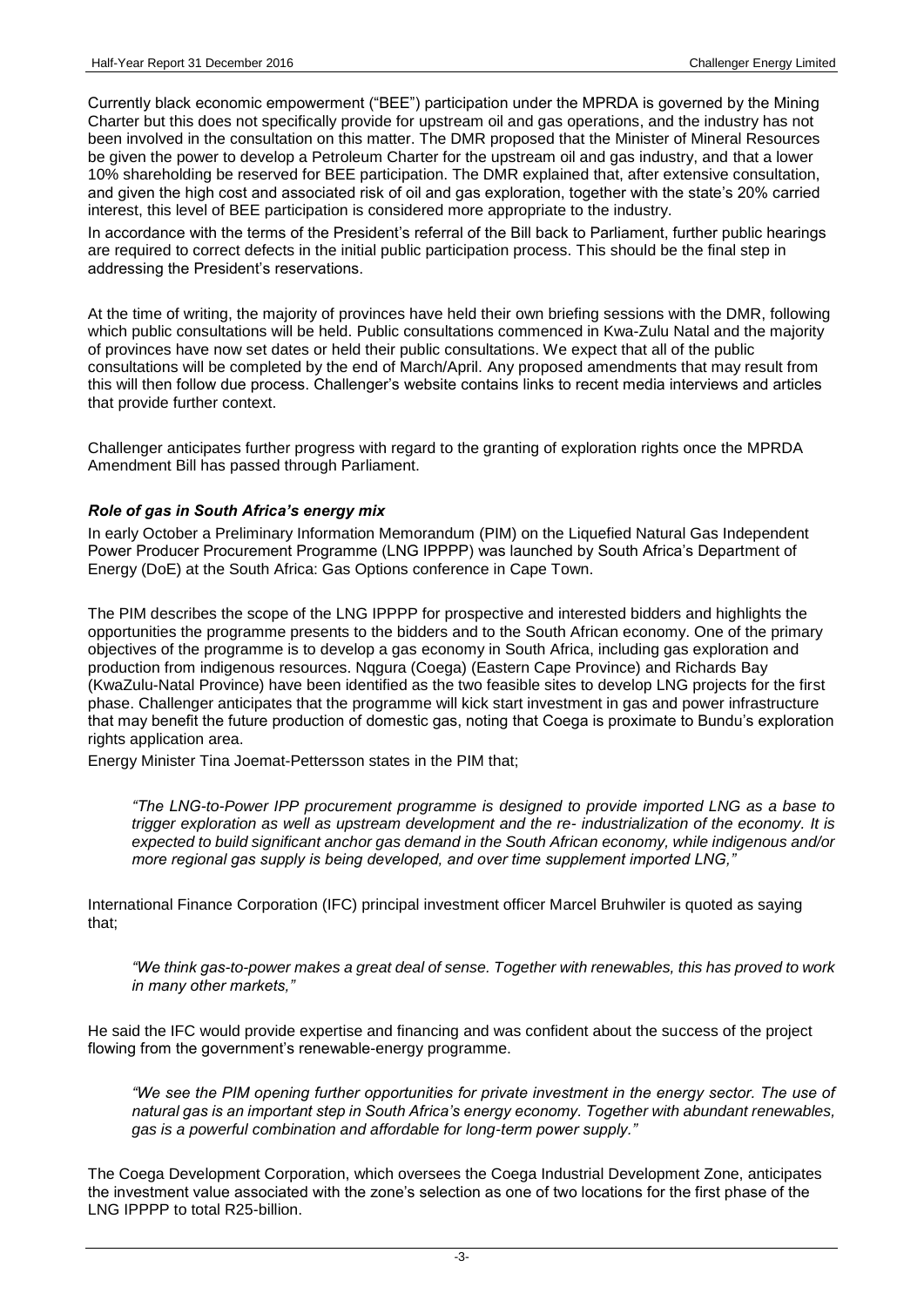Currently black economic empowerment ("BEE") participation under the MPRDA is governed by the Mining Charter but this does not specifically provide for upstream oil and gas operations, and the industry has not been involved in the consultation on this matter. The DMR proposed that the Minister of Mineral Resources be given the power to develop a Petroleum Charter for the upstream oil and gas industry, and that a lower 10% shareholding be reserved for BEE participation. The DMR explained that, after extensive consultation, and given the high cost and associated risk of oil and gas exploration, together with the state's 20% carried interest, this level of BEE participation is considered more appropriate to the industry.

In accordance with the terms of the President's referral of the Bill back to Parliament, further public hearings are required to correct defects in the initial public participation process. This should be the final step in addressing the President's reservations.

At the time of writing, the majority of provinces have held their own briefing sessions with the DMR, following which public consultations will be held. Public consultations commenced in Kwa-Zulu Natal and the majority of provinces have now set dates or held their public consultations. We expect that all of the public consultations will be completed by the end of March/April. Any proposed amendments that may result from this will then follow due process. Challenger's website contains links to recent media interviews and articles that provide further context.

Challenger anticipates further progress with regard to the granting of exploration rights once the MPRDA Amendment Bill has passed through Parliament.

### *Role of gas in South Africa's energy mix*

In early October a Preliminary Information Memorandum (PIM) on the Liquefied Natural Gas Independent Power Producer Procurement Programme (LNG IPPPP) was launched by South Africa's Department of Energy (DoE) at the South Africa: Gas Options conference in Cape Town.

The PIM describes the scope of the LNG IPPPP for prospective and interested bidders and highlights the opportunities the programme presents to the bidders and to the South African economy. One of the primary objectives of the programme is to develop a gas economy in South Africa, including gas exploration and production from indigenous resources. Nqgura (Coega) (Eastern Cape Province) and Richards Bay (KwaZulu-Natal Province) have been identified as the two feasible sites to develop LNG projects for the first phase. Challenger anticipates that the programme will kick start investment in gas and power infrastructure that may benefit the future production of domestic gas, noting that Coega is proximate to Bundu's exploration rights application area.

Energy Minister Tina Joemat-Pettersson states in the PIM that;

> *"The LNG-to-Power IPP procurement programme is designed to provide imported LNG as a base to trigger exploration as well as upstream development and the re- industrialization of the economy. It is expected to build significant anchor gas demand in the South African economy, while indigenous and/or more regional gas supply is being developed, and over time supplement imported LNG,"*

International Finance Corporation (IFC) principal investment officer Marcel Bruhwiler is quoted as saying that;

> *"We think gas-to-power makes a great deal of sense. Together with renewables, this has proved to work in many other markets,"*

He said the IFC would provide expertise and financing and was confident about the success of the project flowing from the government's renewable-energy programme.

> *"We see the PIM opening further opportunities for private investment in the energy sector. The use of natural gas is an important step in South Africa's energy economy. Together with abundant renewables, gas is a powerful combination and affordable for long-term power supply."*

The Coega Development Corporation, which oversees the Coega Industrial Development Zone, anticipates the investment value associated with the zone's selection as one of two locations for the first phase of the LNG IPPPP to total R25-billion.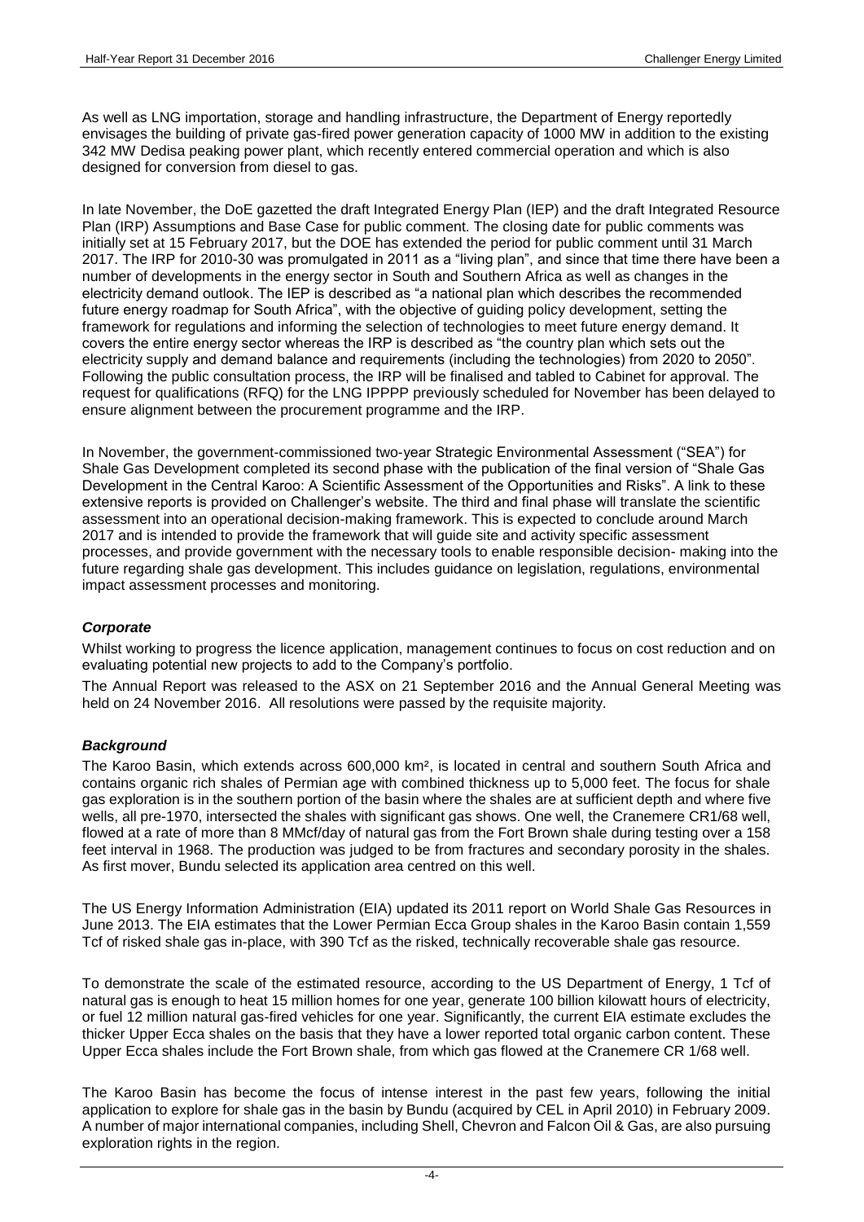As well as LNG importation, storage and handling infrastructure, the Department of Energy reportedly envisages the building of private gas-fired power generation capacity of 1000 MW in addition to the existing 342 MW Dedisa peaking power plant, which recently entered commercial operation and which is also designed for conversion from diesel to gas.

In late November, the DoE gazetted the draft Integrated Energy Plan (IEP) and the draft Integrated Resource Plan (IRP) Assumptions and Base Case for public comment. The closing date for public comments was initially set at 15 February 2017, but the DOE has extended the period for public comment until 31 March 2017. The IRP for 2010-30 was promulgated in 2011 as a "living plan", and since that time there have been a number of developments in the energy sector in South and Southern Africa as well as changes in the electricity demand outlook. The IEP is described as "a national plan which describes the recommended future energy roadmap for South Africa", with the objective of guiding policy development, setting the framework for regulations and informing the selection of technologies to meet future energy demand. It covers the entire energy sector whereas the IRP is described as "the country plan which sets out the electricity supply and demand balance and requirements (including the technologies) from 2020 to 2050". Following the public consultation process, the IRP will be finalised and tabled to Cabinet for approval. The request for qualifications (RFQ) for the LNG IPPPP previously scheduled for November has been delayed to ensure alignment between the procurement programme and the IRP.

In November, the government-commissioned two-year Strategic Environmental Assessment ("SEA") for Shale Gas Development completed its second phase with the publication of the final version of "Shale Gas Development in the Central Karoo: A Scientific Assessment of the Opportunities and Risks". A link to these extensive reports is provided on Challenger's website. The third and final phase will translate the scientific assessment into an operational decision-making framework. This is expected to conclude around March 2017 and is intended to provide the framework that will guide site and activity specific assessment processes, and provide government with the necessary tools to enable responsible decision- making into the future regarding shale gas development. This includes guidance on legislation, regulations, environmental impact assessment processes and monitoring.

### *Corporate*

Whilst working to progress the licence application, management continues to focus on cost reduction and on evaluating potential new projects to add to the Company's portfolio.

The Annual Report was released to the ASX on 21 September 2016 and the Annual General Meeting was held on 24 November 2016. All resolutions were passed by the requisite majority.

### *Background*

The Karoo Basin, which extends across 600,000 km², is located in central and southern South Africa and contains organic rich shales of Permian age with combined thickness up to 5,000 feet. The focus for shale gas exploration is in the southern portion of the basin where the shales are at sufficient depth and where five wells, all pre-1970, intersected the shales with significant gas shows. One well, the Cranemere CR1/68 well, flowed at a rate of more than 8 MMcf/day of natural gas from the Fort Brown shale during testing over a 158 feet interval in 1968. The production was judged to be from fractures and secondary porosity in the shales. As first mover, Bundu selected its application area centred on this well.

The US Energy Information Administration (EIA) updated its 2011 report on World Shale Gas Resources in June 2013. The EIA estimates that the Lower Permian Ecca Group shales in the Karoo Basin contain 1,559 Tcf of risked shale gas in-place, with 390 Tcf as the risked, technically recoverable shale gas resource.

To demonstrate the scale of the estimated resource, according to the US Department of Energy, 1 Tcf of natural gas is enough to heat 15 million homes for one year, generate 100 billion kilowatt hours of electricity, or fuel 12 million natural gas-fired vehicles for one year. Significantly, the current EIA estimate excludes the thicker Upper Ecca shales on the basis that they have a lower reported total organic carbon content. These Upper Ecca shales include the Fort Brown shale, from which gas flowed at the Cranemere CR 1/68 well.

The Karoo Basin has become the focus of intense interest in the past few years, following the initial application to explore for shale gas in the basin by Bundu (acquired by CEL in April 2010) in February 2009. A number of major international companies, including Shell, Chevron and Falcon Oil & Gas, are also pursuing exploration rights in the region.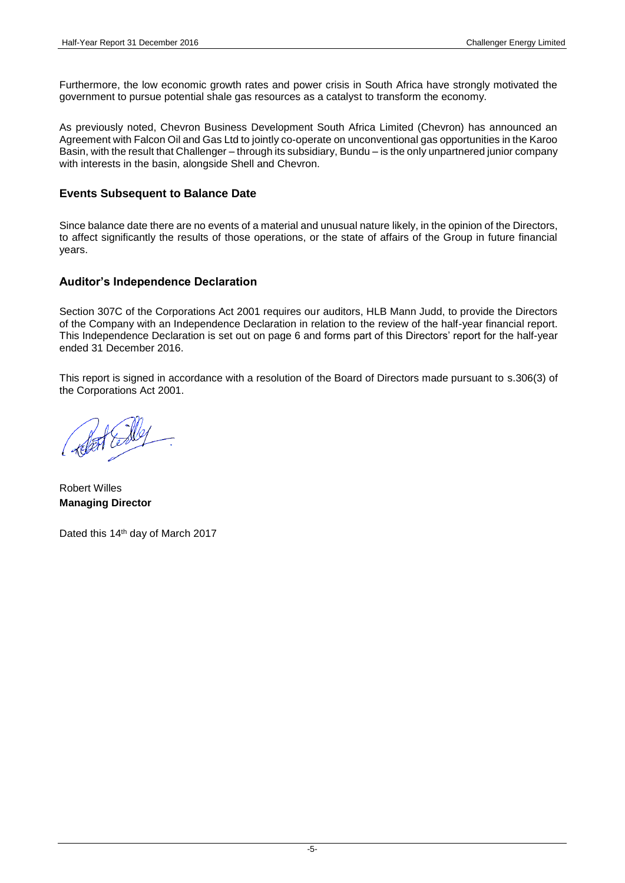Furthermore, the low economic growth rates and power crisis in South Africa have strongly motivated the government to pursue potential shale gas resources as a catalyst to transform the economy.

As previously noted, Chevron Business Development South Africa Limited (Chevron) has announced an Agreement with Falcon Oil and Gas Ltd to jointly co-operate on unconventional gas opportunities in the Karoo Basin, with the result that Challenger – through its subsidiary, Bundu – is the only unpartnered junior company with interests in the basin, alongside Shell and Chevron.

## Events Subsequent to Balance Date

Since balance date there are no events of a material and unusual nature likely, in the opinion of the Directors, to affect significantly the results of those operations, or the state of affairs of the Group in future financial years.

## Auditor's Independence Declaration

Section 307C of the Corporations Act 2001 requires our auditors, HLB Mann Judd, to provide the Directors of the Company with an Independence Declaration in relation to the review of the half-year financial report. This Independence Declaration is set out on page 6 and forms part of this Directors' report for the half-year ended 31 December 2016.

This report is signed in accordance with a resolution of the Board of Directors made pursuant to s.306(3) of the Corporations Act 2001.

Robert Willes
**Managing Director**

Dated this 14th day of March 2017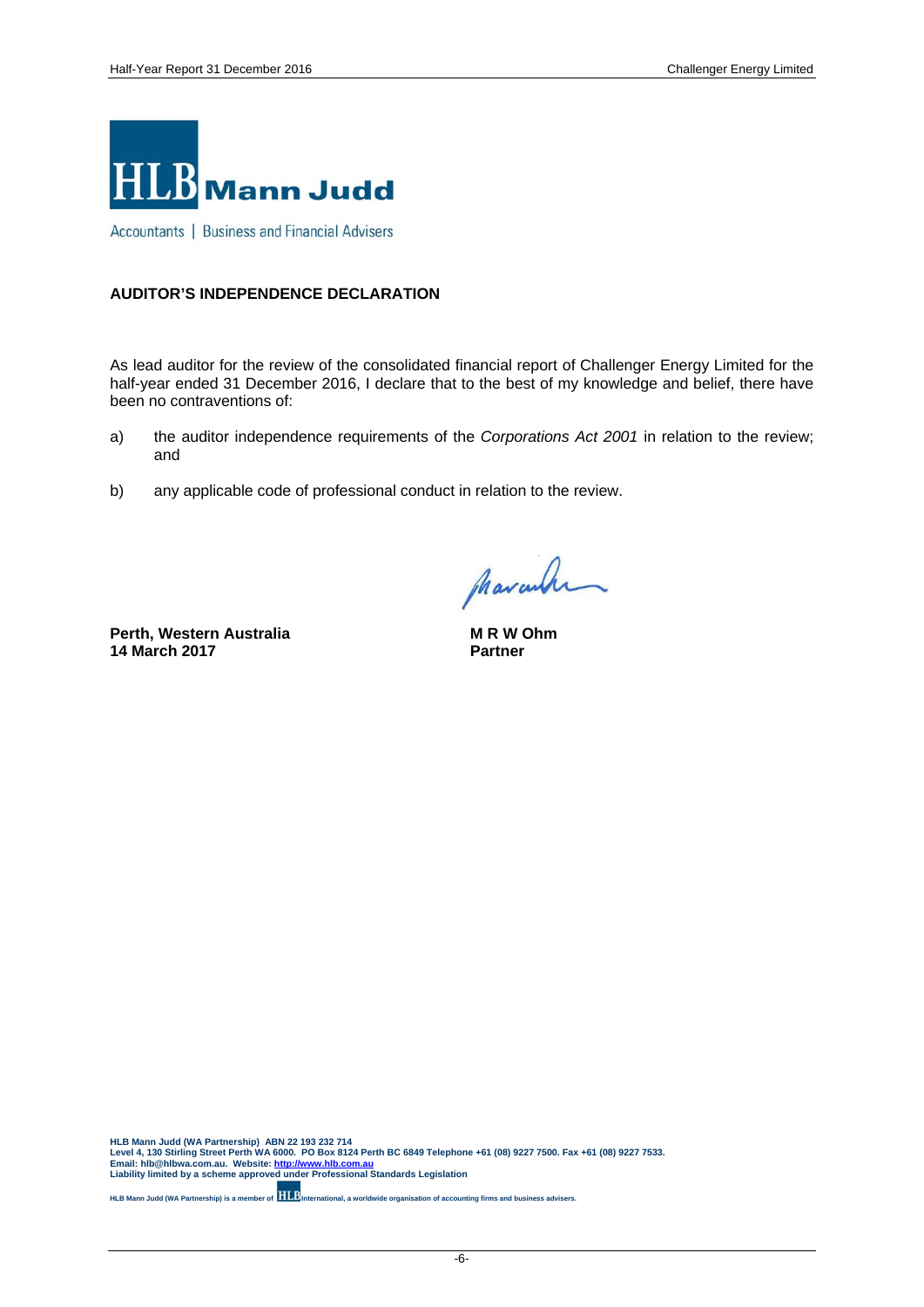HLB Mann Judd

Accountants | Business and Financial Advisers

**AUDITOR'S INDEPENDENCE DECLARATION**

As lead auditor for the review of the consolidated financial report of Challenger Energy Limited for the half-year ended 31 December 2016, I declare that to the best of my knowledge and belief, there have been no contraventions of:

a) the auditor independence requirements of the *Corporations Act 2001* in relation to the review; and

b) any applicable code of professional conduct in relation to the review.

**Perth, Western Australia**
**14 March 2017**

**M R W Ohm**
**Partner**

**HLB Mann Judd (WA Partnership) ABN 22 193 232 714**
**Level 4, 130 Stirling Street Perth WA 6000. PO Box 8124 Perth BC 6849 Telephone +61 (08) 9227 7500. Fax +61 (08) 9227 7533.**
**Email: hlb@hlbwa.com.au. Website: http://www.hlb.com.au**
**Liability limited by a scheme approved under Professional Standards Legislation**

**HLB Mann Judd (WA Partnership) is a member of HLB International, a worldwide organisation of accounting firms and business advisers.**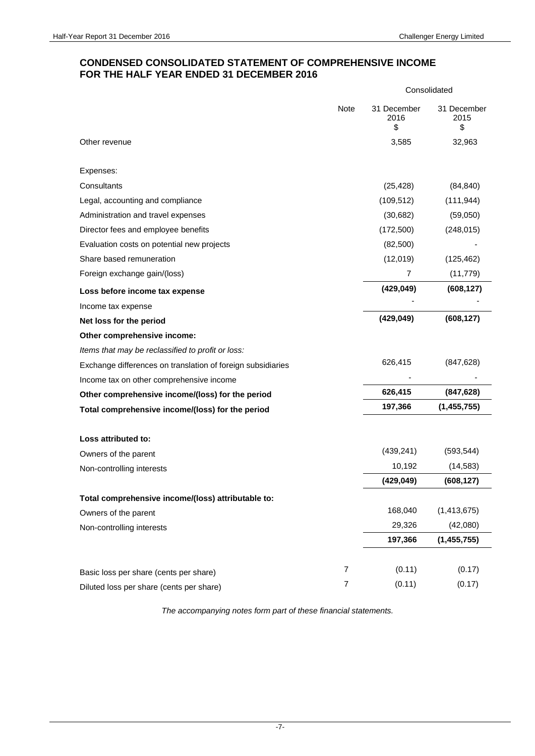## CONDENSED CONSOLIDATED STATEMENT OF COMPREHENSIVE INCOME FOR THE HALF YEAR ENDED 31 DECEMBER 2016

| | Note | Consolidated 31 December 2016 $ | 31 December 2015 $ |
|---|---|---|---|
| Other revenue | | 3,585 | 32,963 |
| | | | |
| Expenses: | | | |
| Consultants | | (25,428) | (84,840) |
| Legal, accounting and compliance | | (109,512) | (111,944) |
| Administration and travel expenses | | (30,682) | (59,050) |
| Director fees and employee benefits | | (172,500) | (248,015) |
| Evaluation costs on potential new projects | | (82,500) | - |
| Share based remuneration | | (12,019) | (125,462) |
| Foreign exchange gain/(loss) | | 7 | (11,779) |
| **Loss before income tax expense** | | **(429,049)** | **(608,127)** |
| Income tax expense | | - | - |
| **Net loss for the period** | | **(429,049)** | **(608,127)** |
| **Other comprehensive income:** | | | |
| *Items that may be reclassified to profit or loss:* | | | |
| Exchange differences on translation of foreign subsidiaries | | 626,415 | (847,628) |
| Income tax on other comprehensive income | | - | - |
| **Other comprehensive income/(loss) for the period** | | **626,415** | **(847,628)** |
| **Total comprehensive income/(loss) for the period** | | **197,366** | **(1,455,755)** |
| | | | |
| **Loss attributed to:** | | | |
| Owners of the parent | | (439,241) | (593,544) |
| Non-controlling interests | | 10,192 | (14,583) |
| | | **(429,049)** | **(608,127)** |
| **Total comprehensive income/(loss) attributable to:** | | | |
| Owners of the parent | | 168,040 | (1,413,675) |
| Non-controlling interests | | 29,326 | (42,080) |
| | | **197,366** | **(1,455,755)** |
| | | | |
| Basic loss per share (cents per share) | 7 | (0.11) | (0.17) |
| Diluted loss per share (cents per share) | 7 | (0.11) | (0.17) |

*The accompanying notes form part of these financial statements.*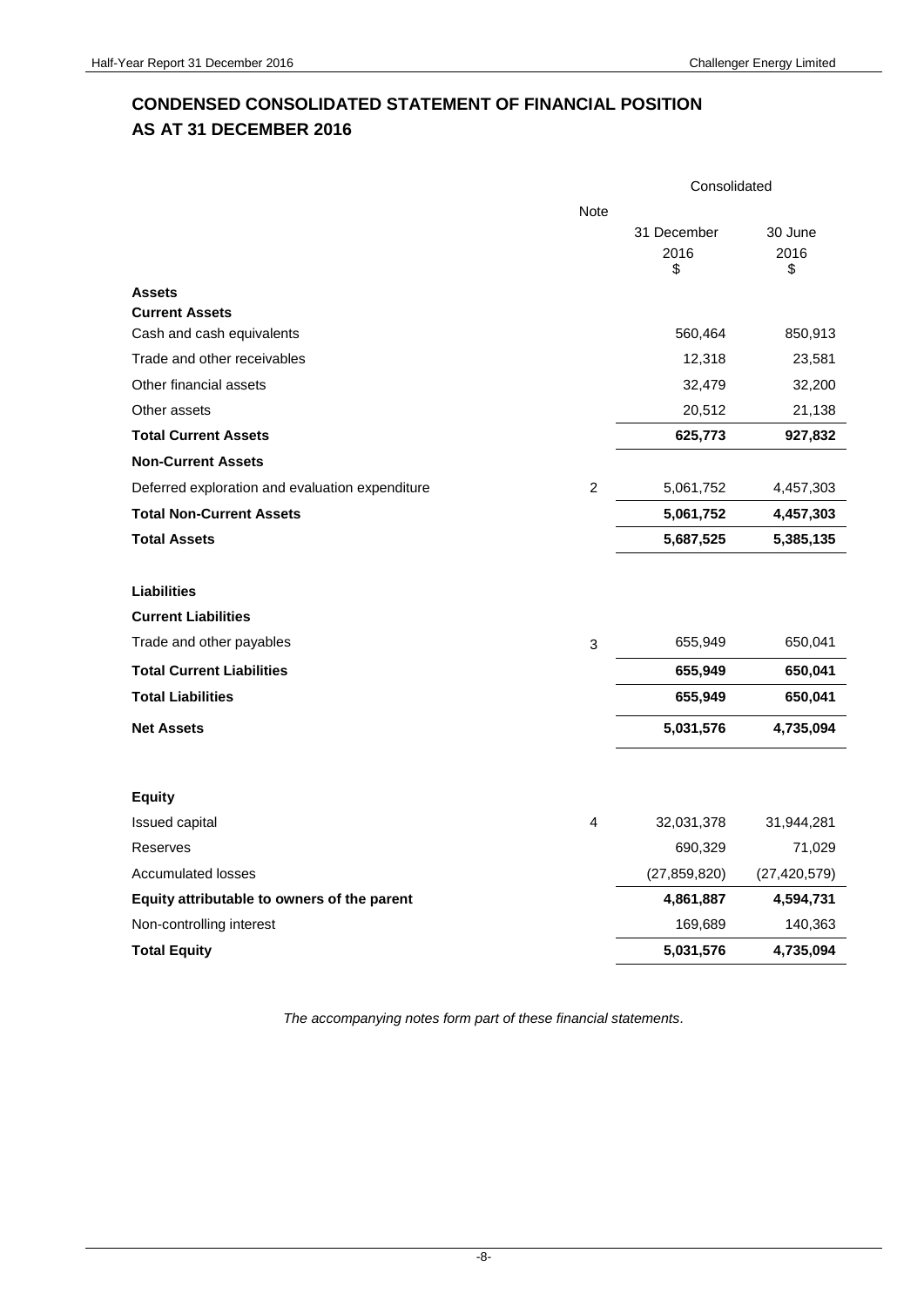# CONDENSED CONSOLIDATED STATEMENT OF FINANCIAL POSITION
# AS AT 31 DECEMBER 2016

| | Note | Consolidated | |
|---|---|---|---|
| | | 31 December 2016 $ | 30 June 2016 $ |
| **Assets** | | | |
| **Current Assets** | | | |
| Cash and cash equivalents | | 560,464 | 850,913 |
| Trade and other receivables | | 12,318 | 23,581 |
| Other financial assets | | 32,479 | 32,200 |
| Other assets | | 20,512 | 21,138 |
| **Total Current Assets** | | **625,773** | **927,832** |
| **Non-Current Assets** | | | |
| Deferred exploration and evaluation expenditure | 2 | 5,061,752 | 4,457,303 |
| **Total Non-Current Assets** | | **5,061,752** | **4,457,303** |
| **Total Assets** | | **5,687,525** | **5,385,135** |
| | | | |
| **Liabilities** | | | |
| **Current Liabilities** | | | |
| Trade and other payables | 3 | 655,949 | 650,041 |
| **Total Current Liabilities** | | **655,949** | **650,041** |
| **Total Liabilities** | | **655,949** | **650,041** |
| **Net Assets** | | **5,031,576** | **4,735,094** |
| | | | |
| **Equity** | | | |
| Issued capital | 4 | 32,031,378 | 31,944,281 |
| Reserves | | 690,329 | 71,029 |
| Accumulated losses | | (27,859,820) | (27,420,579) |
| **Equity attributable to owners of the parent** | | **4,861,887** | **4,594,731** |
| Non-controlling interest | | 169,689 | 140,363 |
| **Total Equity** | | **5,031,576** | **4,735,094** |

*The accompanying notes form part of these financial statements.*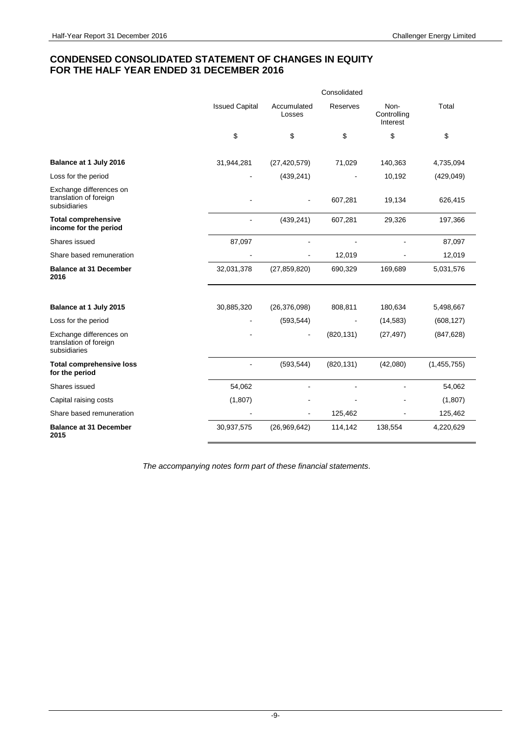# CONDENSED CONSOLIDATED STATEMENT OF CHANGES IN EQUITY FOR THE HALF YEAR ENDED 31 DECEMBER 2016

| | Consolidated | | | | |
|---|---|---|---|---|---|
| | Issued Capital | Accumulated Losses | Reserves | Non-Controlling Interest | Total |
| | $ | $ | $ | $ | $ |
| **Balance at 1 July 2016** | 31,944,281 | (27,420,579) | 71,029 | 140,363 | 4,735,094 |
| Loss for the period | - | (439,241) | - | 10,192 | (429,049) |
| Exchange differences on translation of foreign subsidiaries | - | - | 607,281 | 19,134 | 626,415 |
| **Total comprehensive income for the period** | - | (439,241) | 607,281 | 29,326 | 197,366 |
| Shares issued | 87,097 | - | - | - | 87,097 |
| Share based remuneration | - | - | 12,019 | - | 12,019 |
| **Balance at 31 December 2016** | 32,031,378 | (27,859,820) | 690,329 | 169,689 | 5,031,576 |
| | | | | | |
| **Balance at 1 July 2015** | 30,885,320 | (26,376,098) | 808,811 | 180,634 | 5,498,667 |
| Loss for the period | - | (593,544) | - | (14,583) | (608,127) |
| Exchange differences on translation of foreign subsidiaries | - | - | (820,131) | (27,497) | (847,628) |
| **Total comprehensive loss for the period** | - | (593,544) | (820,131) | (42,080) | (1,455,755) |
| Shares issued | 54,062 | - | - | - | 54,062 |
| Capital raising costs | (1,807) | - | - | - | (1,807) |
| Share based remuneration | - | - | 125,462 | - | 125,462 |
| **Balance at 31 December 2015** | 30,937,575 | (26,969,642) | 114,142 | 138,554 | 4,220,629 |

*The accompanying notes form part of these financial statements.*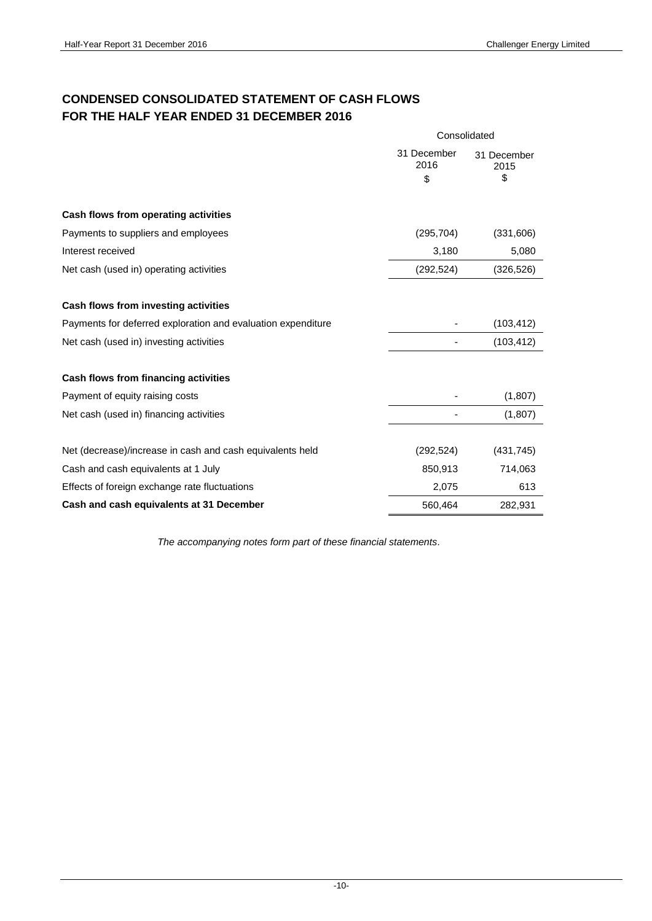# CONDENSED CONSOLIDATED STATEMENT OF CASH FLOWS
# FOR THE HALF YEAR ENDED 31 DECEMBER 2016

| | Consolidated | |
|---|---|---|
| | 31 December 2016 $ | 31 December 2015 $ |
| **Cash flows from operating activities** | | |
| Payments to suppliers and employees | (295,704) | (331,606) |
| Interest received | 3,180 | 5,080 |
| Net cash (used in) operating activities | (292,524) | (326,526) |
| **Cash flows from investing activities** | | |
| Payments for deferred exploration and evaluation expenditure | - | (103,412) |
| Net cash (used in) investing activities | - | (103,412) |
| **Cash flows from financing activities** | | |
| Payment of equity raising costs | - | (1,807) |
| Net cash (used in) financing activities | - | (1,807) |
| Net (decrease)/increase in cash and cash equivalents held | (292,524) | (431,745) |
| Cash and cash equivalents at 1 July | 850,913 | 714,063 |
| Effects of foreign exchange rate fluctuations | 2,075 | 613 |
| **Cash and cash equivalents at 31 December** | 560,464 | 282,931 |

*The accompanying notes form part of these financial statements.*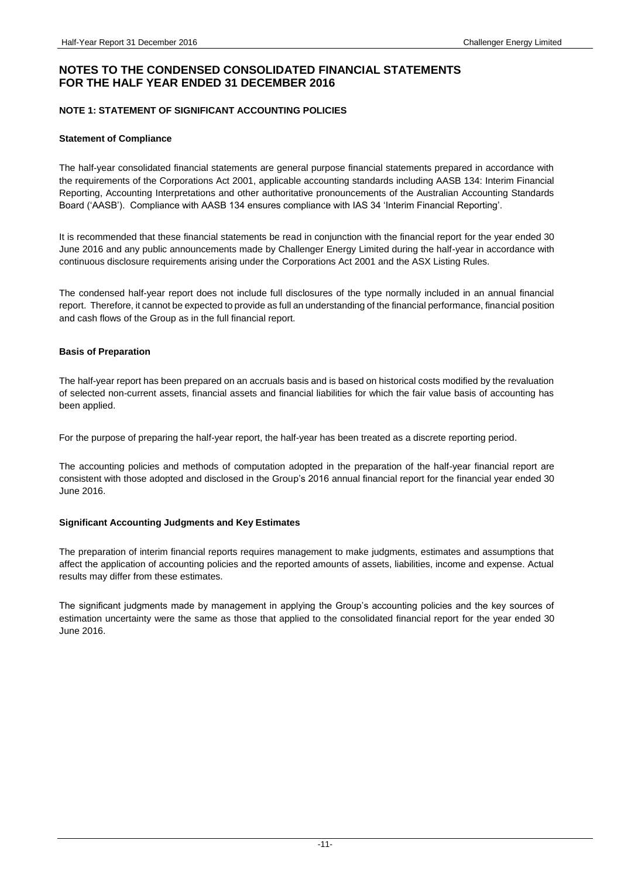# NOTES TO THE CONDENSED CONSOLIDATED FINANCIAL STATEMENTS FOR THE HALF YEAR ENDED 31 DECEMBER 2016

## NOTE 1: STATEMENT OF SIGNIFICANT ACCOUNTING POLICIES

### Statement of Compliance

The half-year consolidated financial statements are general purpose financial statements prepared in accordance with the requirements of the Corporations Act 2001, applicable accounting standards including AASB 134: Interim Financial Reporting, Accounting Interpretations and other authoritative pronouncements of the Australian Accounting Standards Board ('AASB'). Compliance with AASB 134 ensures compliance with IAS 34 'Interim Financial Reporting'.

It is recommended that these financial statements be read in conjunction with the financial report for the year ended 30 June 2016 and any public announcements made by Challenger Energy Limited during the half-year in accordance with continuous disclosure requirements arising under the Corporations Act 2001 and the ASX Listing Rules.

The condensed half-year report does not include full disclosures of the type normally included in an annual financial report. Therefore, it cannot be expected to provide as full an understanding of the financial performance, financial position and cash flows of the Group as in the full financial report.

### Basis of Preparation

The half-year report has been prepared on an accruals basis and is based on historical costs modified by the revaluation of selected non-current assets, financial assets and financial liabilities for which the fair value basis of accounting has been applied.

For the purpose of preparing the half-year report, the half-year has been treated as a discrete reporting period.

The accounting policies and methods of computation adopted in the preparation of the half-year financial report are consistent with those adopted and disclosed in the Group's 2016 annual financial report for the financial year ended 30 June 2016.

### Significant Accounting Judgments and Key Estimates

The preparation of interim financial reports requires management to make judgments, estimates and assumptions that affect the application of accounting policies and the reported amounts of assets, liabilities, income and expense. Actual results may differ from these estimates.

The significant judgments made by management in applying the Group's accounting policies and the key sources of estimation uncertainty were the same as those that applied to the consolidated financial report for the year ended 30 June 2016.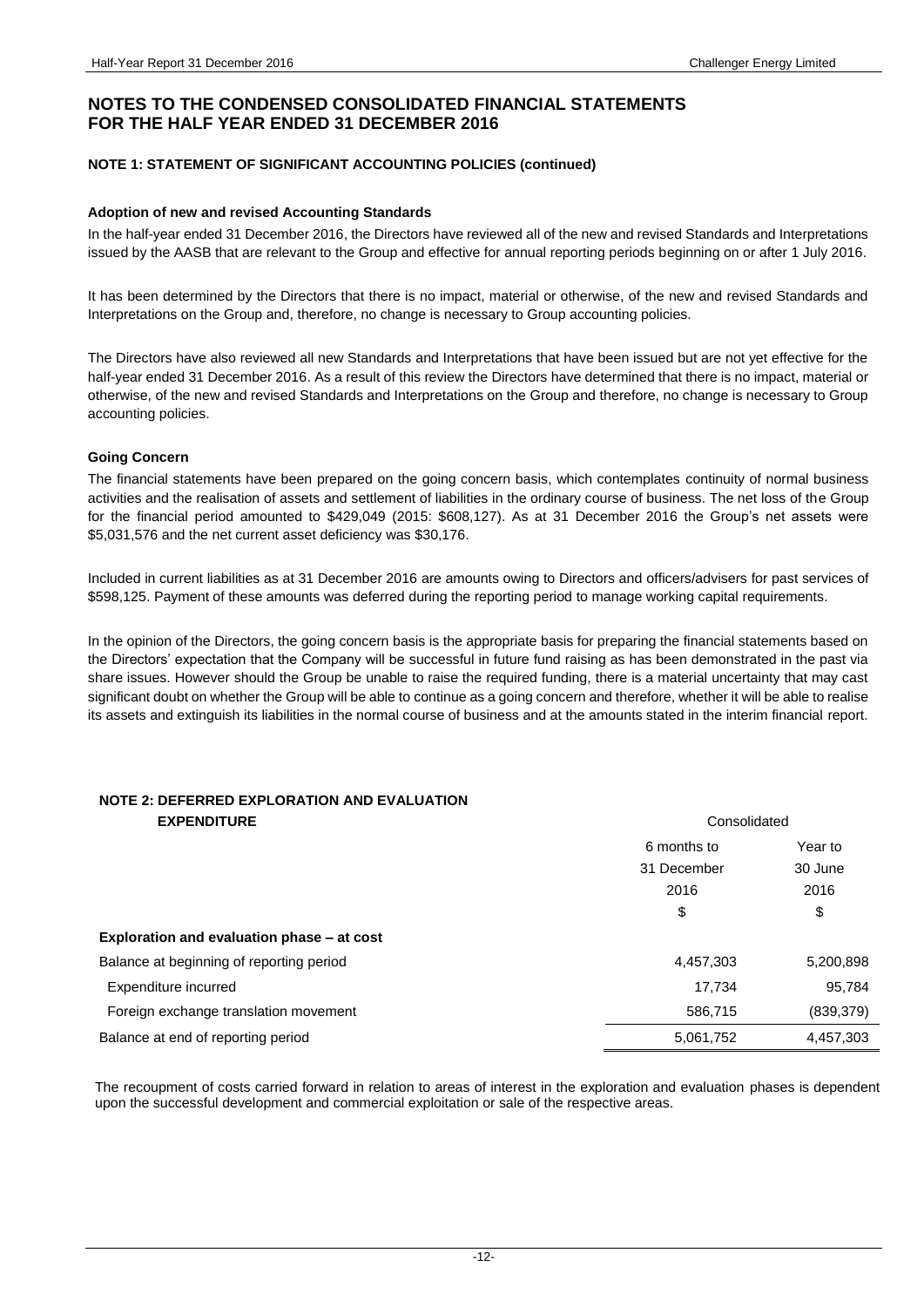# NOTES TO THE CONDENSED CONSOLIDATED FINANCIAL STATEMENTS FOR THE HALF YEAR ENDED 31 DECEMBER 2016

### NOTE 1: STATEMENT OF SIGNIFICANT ACCOUNTING POLICIES (continued)

**Adoption of new and revised Accounting Standards**

In the half-year ended 31 December 2016, the Directors have reviewed all of the new and revised Standards and Interpretations issued by the AASB that are relevant to the Group and effective for annual reporting periods beginning on or after 1 July 2016.

It has been determined by the Directors that there is no impact, material or otherwise, of the new and revised Standards and Interpretations on the Group and, therefore, no change is necessary to Group accounting policies.

The Directors have also reviewed all new Standards and Interpretations that have been issued but are not yet effective for the half-year ended 31 December 2016. As a result of this review the Directors have determined that there is no impact, material or otherwise, of the new and revised Standards and Interpretations on the Group and therefore, no change is necessary to Group accounting policies.

**Going Concern**

The financial statements have been prepared on the going concern basis, which contemplates continuity of normal business activities and the realisation of assets and settlement of liabilities in the ordinary course of business. The net loss of the Group for the financial period amounted to $429,049 (2015: $608,127). As at 31 December 2016 the Group's net assets were $5,031,576 and the net current asset deficiency was $30,176.

Included in current liabilities as at 31 December 2016 are amounts owing to Directors and officers/advisers for past services of $598,125. Payment of these amounts was deferred during the reporting period to manage working capital requirements.

In the opinion of the Directors, the going concern basis is the appropriate basis for preparing the financial statements based on the Directors' expectation that the Company will be successful in future fund raising as has been demonstrated in the past via share issues. However should the Group be unable to raise the required funding, there is a material uncertainty that may cast significant doubt on whether the Group will be able to continue as a going concern and therefore, whether it will be able to realise its assets and extinguish its liabilities in the normal course of business and at the amounts stated in the interim financial report.

### NOTE 2: DEFERRED EXPLORATION AND EVALUATION EXPENDITURE

| | Consolidated | |
|---|---|---|
| | 6 months to 31 December 2016 | Year to 30 June 2016 |
| | $ | $ |
| **Exploration and evaluation phase – at cost** | | |
| Balance at beginning of reporting period | 4,457,303 | 5,200,898 |
| Expenditure incurred | 17,734 | 95,784 |
| Foreign exchange translation movement | 586,715 | (839,379) |
| Balance at end of reporting period | 5,061,752 | 4,457,303 |

The recoupment of costs carried forward in relation to areas of interest in the exploration and evaluation phases is dependent upon the successful development and commercial exploitation or sale of the respective areas.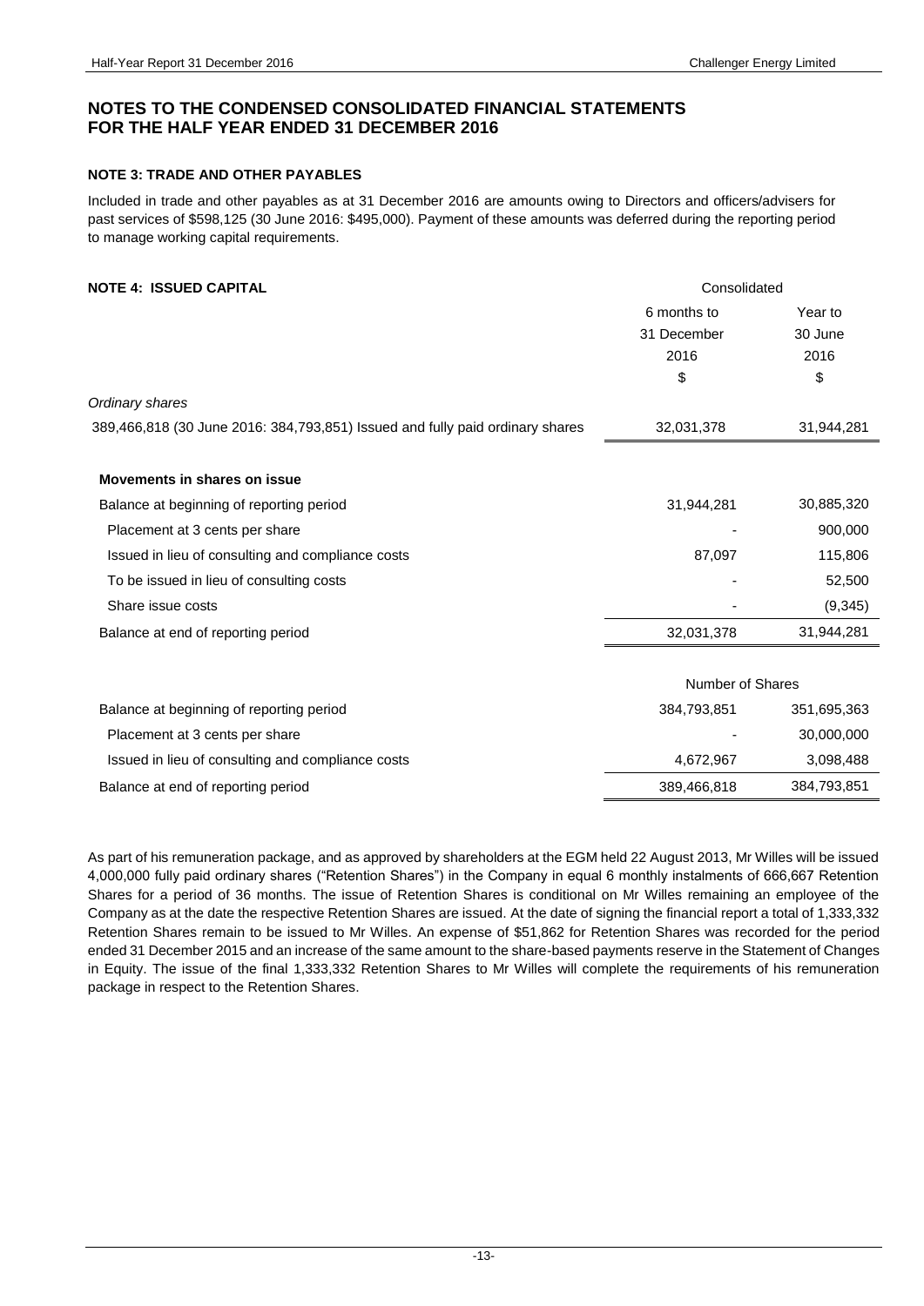# NOTES TO THE CONDENSED CONSOLIDATED FINANCIAL STATEMENTS FOR THE HALF YEAR ENDED 31 DECEMBER 2016

### NOTE 3: TRADE AND OTHER PAYABLES

Included in trade and other payables as at 31 December 2016 are amounts owing to Directors and officers/advisers for past services of $598,125 (30 June 2016: $495,000). Payment of these amounts was deferred during the reporting period to manage working capital requirements.

### NOTE 4: ISSUED CAPITAL

| | Consolidated | |
|---|---|---|
| | 6 months to 31 December 2016 | Year to 30 June 2016 |
| | $ | $ |
| *Ordinary shares* | | |
| 389,466,818 (30 June 2016: 384,793,851) Issued and fully paid ordinary shares | 32,031,378 | 31,944,281 |
| | | |
| **Movements in shares on issue** | | |
| Balance at beginning of reporting period | 31,944,281 | 30,885,320 |
| Placement at 3 cents per share | - | 900,000 |
| Issued in lieu of consulting and compliance costs | 87,097 | 115,806 |
| To be issued in lieu of consulting costs | - | 52,500 |
| Share issue costs | - | (9,345) |
| Balance at end of reporting period | 32,031,378 | 31,944,281 |

| | Number of Shares | |
|---|---|---|
| Balance at beginning of reporting period | 384,793,851 | 351,695,363 |
| Placement at 3 cents per share | - | 30,000,000 |
| Issued in lieu of consulting and compliance costs | 4,672,967 | 3,098,488 |
| Balance at end of reporting period | 389,466,818 | 384,793,851 |

As part of his remuneration package, and as approved by shareholders at the EGM held 22 August 2013, Mr Willes will be issued 4,000,000 fully paid ordinary shares ("Retention Shares") in the Company in equal 6 monthly instalments of 666,667 Retention Shares for a period of 36 months. The issue of Retention Shares is conditional on Mr Willes remaining an employee of the Company as at the date the respective Retention Shares are issued. At the date of signing the financial report a total of 1,333,332 Retention Shares remain to be issued to Mr Willes. An expense of $51,862 for Retention Shares was recorded for the period ended 31 December 2015 and an increase of the same amount to the share-based payments reserve in the Statement of Changes in Equity. The issue of the final 1,333,332 Retention Shares to Mr Willes will complete the requirements of his remuneration package in respect to the Retention Shares.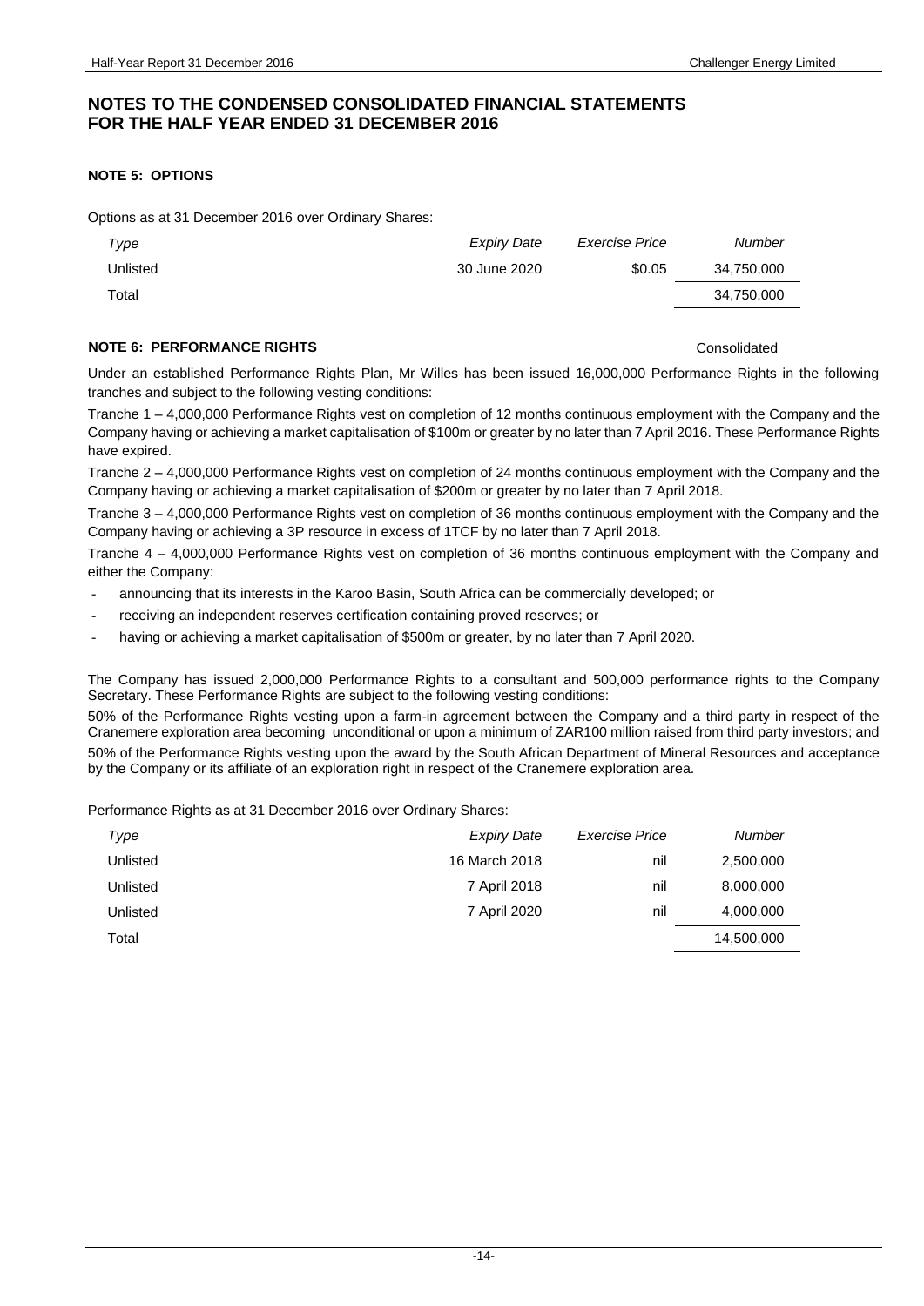## NOTES TO THE CONDENSED CONSOLIDATED FINANCIAL STATEMENTS FOR THE HALF YEAR ENDED 31 DECEMBER 2016

### NOTE 5: OPTIONS

Options as at 31 December 2016 over Ordinary Shares:

| *Type* | *Expiry Date* | *Exercise Price* | *Number* |
|---|---|---|---|
| Unlisted | 30 June 2020 | $0.05 | 34,750,000 |
| Total | | | 34,750,000 |

### NOTE 6: PERFORMANCE RIGHTS

Consolidated

Under an established Performance Rights Plan, Mr Willes has been issued 16,000,000 Performance Rights in the following tranches and subject to the following vesting conditions:

Tranche 1 – 4,000,000 Performance Rights vest on completion of 12 months continuous employment with the Company and the Company having or achieving a market capitalisation of $100m or greater by no later than 7 April 2016. These Performance Rights have expired.

Tranche 2 – 4,000,000 Performance Rights vest on completion of 24 months continuous employment with the Company and the Company having or achieving a market capitalisation of $200m or greater by no later than 7 April 2018.

Tranche 3 – 4,000,000 Performance Rights vest on completion of 36 months continuous employment with the Company and the Company having or achieving a 3P resource in excess of 1TCF by no later than 7 April 2018.

Tranche 4 – 4,000,000 Performance Rights vest on completion of 36 months continuous employment with the Company and either the Company:

- announcing that its interests in the Karoo Basin, South Africa can be commercially developed; or
- receiving an independent reserves certification containing proved reserves; or
- having or achieving a market capitalisation of $500m or greater, by no later than 7 April 2020.

The Company has issued 2,000,000 Performance Rights to a consultant and 500,000 performance rights to the Company Secretary. These Performance Rights are subject to the following vesting conditions:

50% of the Performance Rights vesting upon a farm-in agreement between the Company and a third party in respect of the Cranemere exploration area becoming unconditional or upon a minimum of ZAR100 million raised from third party investors; and

50% of the Performance Rights vesting upon the award by the South African Department of Mineral Resources and acceptance by the Company or its affiliate of an exploration right in respect of the Cranemere exploration area.

Performance Rights as at 31 December 2016 over Ordinary Shares:

| *Type* | *Expiry Date* | *Exercise Price* | *Number* |
|---|---|---|---|
| Unlisted | 16 March 2018 | nil | 2,500,000 |
| Unlisted | 7 April 2018 | nil | 8,000,000 |
| Unlisted | 7 April 2020 | nil | 4,000,000 |
| Total | | | 14,500,000 |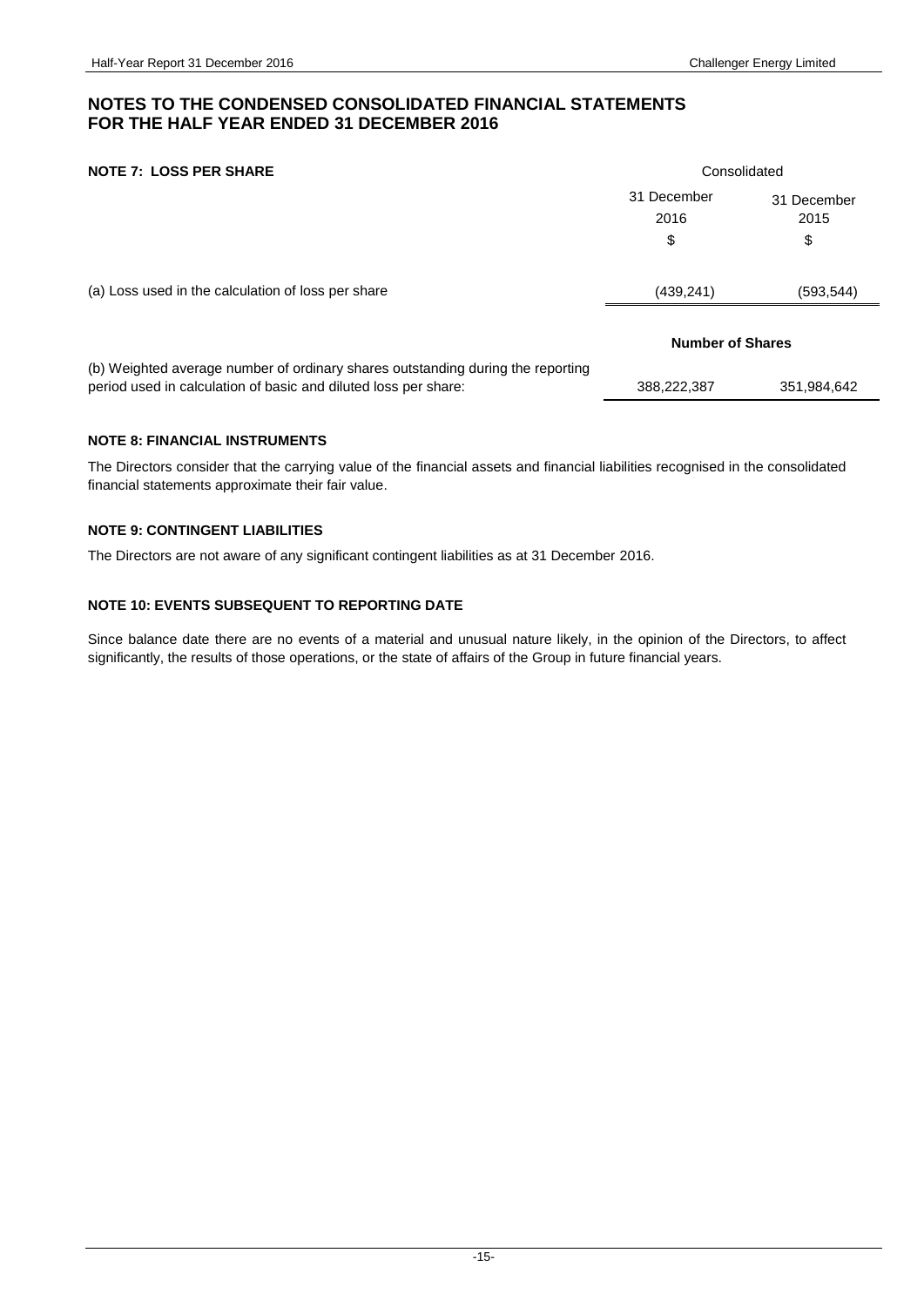# NOTES TO THE CONDENSED CONSOLIDATED FINANCIAL STATEMENTS FOR THE HALF YEAR ENDED 31 DECEMBER 2016

**NOTE 7: LOSS PER SHARE**

| | Consolidated | |
|---|---|---|
| | 31 December 2016 | 31 December 2015 |
| | $ | $ |
| (a) Loss used in the calculation of loss per share | (439,241) | (593,544) |
| | **Number of Shares** | |
| (b) Weighted average number of ordinary shares outstanding during the reporting period used in calculation of basic and diluted loss per share: | 388,222,387 | 351,984,642 |

**NOTE 8: FINANCIAL INSTRUMENTS**

The Directors consider that the carrying value of the financial assets and financial liabilities recognised in the consolidated financial statements approximate their fair value.

**NOTE 9: CONTINGENT LIABILITIES**

The Directors are not aware of any significant contingent liabilities as at 31 December 2016.

**NOTE 10: EVENTS SUBSEQUENT TO REPORTING DATE**

Since balance date there are no events of a material and unusual nature likely, in the opinion of the Directors, to affect significantly, the results of those operations, or the state of affairs of the Group in future financial years.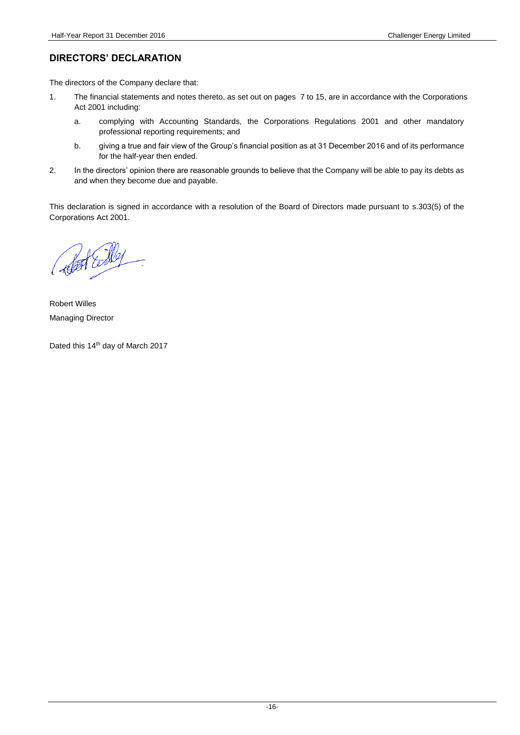## DIRECTORS' DECLARATION

The directors of the Company declare that:

1. The financial statements and notes thereto, as set out on pages 7 to 15, are in accordance with the Corporations Act 2001 including:

   a. complying with Accounting Standards, the Corporations Regulations 2001 and other mandatory professional reporting requirements; and

   b. giving a true and fair view of the Group's financial position as at 31 December 2016 and of its performance for the half-year then ended.

2. In the directors' opinion there are reasonable grounds to believe that the Company will be able to pay its debts as and when they become due and payable.

This declaration is signed in accordance with a resolution of the Board of Directors made pursuant to s.303(5) of the Corporations Act 2001.

Robert Willes
Managing Director

Dated this 14th day of March 2017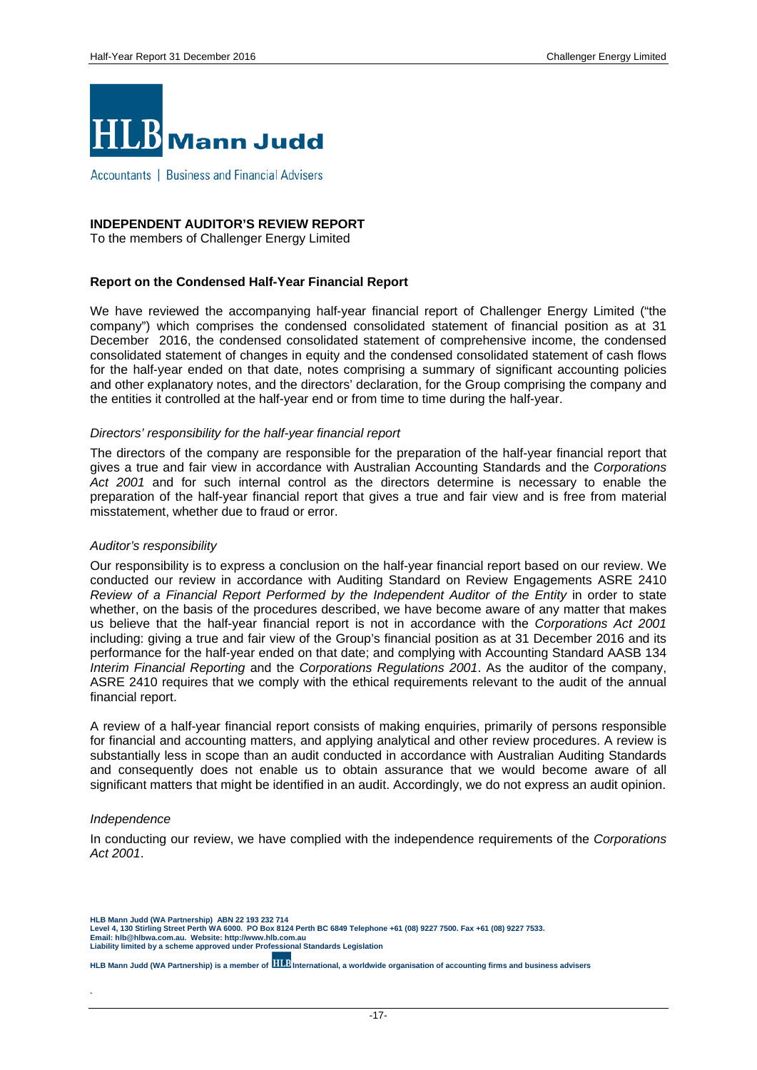HLB Mann Judd

Accountants | Business and Financial Advisers

## INDEPENDENT AUDITOR'S REVIEW REPORT

To the members of Challenger Energy Limited

### Report on the Condensed Half-Year Financial Report

We have reviewed the accompanying half-year financial report of Challenger Energy Limited ("the company") which comprises the condensed consolidated statement of financial position as at 31 December 2016, the condensed consolidated statement of comprehensive income, the condensed consolidated statement of changes in equity and the condensed consolidated statement of cash flows for the half-year ended on that date, notes comprising a summary of significant accounting policies and other explanatory notes, and the directors' declaration, for the Group comprising the company and the entities it controlled at the half-year end or from time to time during the half-year.

*Directors' responsibility for the half-year financial report*

The directors of the company are responsible for the preparation of the half-year financial report that gives a true and fair view in accordance with Australian Accounting Standards and the *Corporations Act 2001* and for such internal control as the directors determine is necessary to enable the preparation of the half-year financial report that gives a true and fair view and is free from material misstatement, whether due to fraud or error.

*Auditor's responsibility*

Our responsibility is to express a conclusion on the half-year financial report based on our review. We conducted our review in accordance with Auditing Standard on Review Engagements ASRE 2410 *Review of a Financial Report Performed by the Independent Auditor of the Entity* in order to state whether, on the basis of the procedures described, we have become aware of any matter that makes us believe that the half-year financial report is not in accordance with the *Corporations Act 2001* including: giving a true and fair view of the Group's financial position as at 31 December 2016 and its performance for the half-year ended on that date; and complying with Accounting Standard AASB 134 *Interim Financial Reporting* and the *Corporations Regulations 2001*. As the auditor of the company, ASRE 2410 requires that we comply with the ethical requirements relevant to the audit of the annual financial report.

A review of a half-year financial report consists of making enquiries, primarily of persons responsible for financial and accounting matters, and applying analytical and other review procedures. A review is substantially less in scope than an audit conducted in accordance with Australian Auditing Standards and consequently does not enable us to obtain assurance that we would become aware of all significant matters that might be identified in an audit. Accordingly, we do not express an audit opinion.

*Independence*

In conducting our review, we have complied with the independence requirements of the *Corporations Act 2001*.

**HLB Mann Judd (WA Partnership) ABN 22 193 232 714**
**Level 4, 130 Stirling Street Perth WA 6000. PO Box 8124 Perth BC 6849 Telephone +61 (08) 9227 7500. Fax +61 (08) 9227 7533.**
**Email: hlb@hlbwa.com.au. Website: http://www.hlb.com.au**
**Liability limited by a scheme approved under Professional Standards Legislation**

**HLB Mann Judd (WA Partnership) is a member of HLB International, a worldwide organisation of accounting firms and business advisers**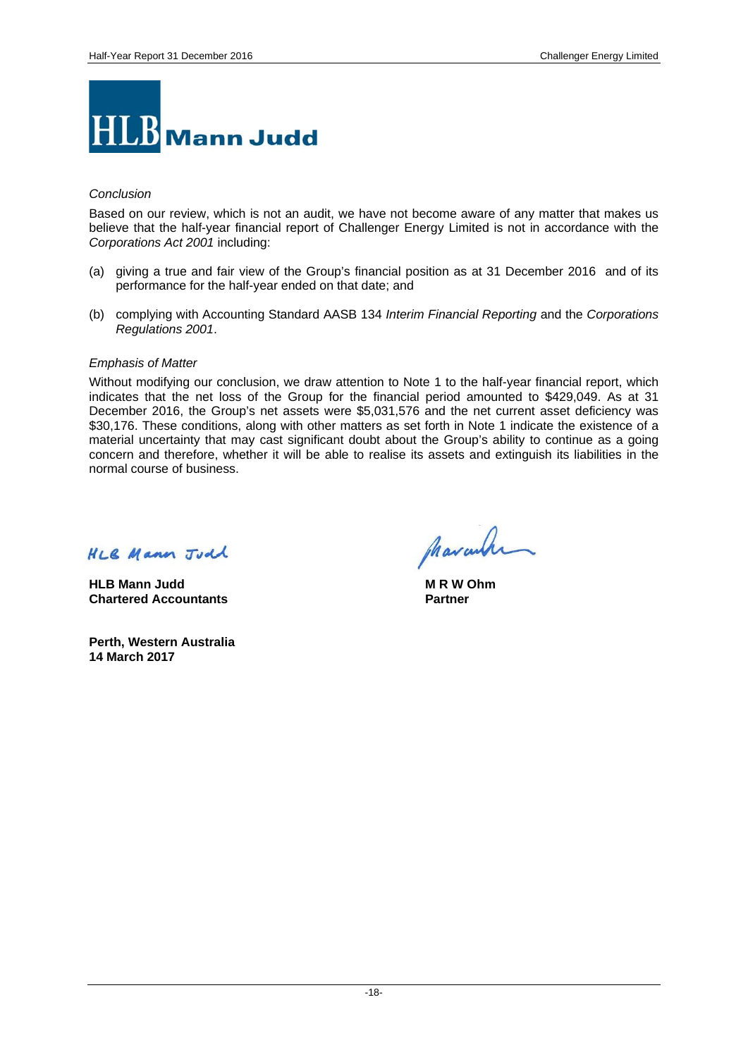HLB Mann Judd

*Conclusion*

Based on our review, which is not an audit, we have not become aware of any matter that makes us believe that the half-year financial report of Challenger Energy Limited is not in accordance with the *Corporations Act 2001* including:

(a) giving a true and fair view of the Group's financial position as at 31 December 2016 and of its performance for the half-year ended on that date; and

(b) complying with Accounting Standard AASB 134 *Interim Financial Reporting* and the *Corporations Regulations 2001*.

*Emphasis of Matter*

Without modifying our conclusion, we draw attention to Note 1 to the half-year financial report, which indicates that the net loss of the Group for the financial period amounted to $429,049. As at 31 December 2016, the Group's net assets were $5,031,576 and the net current asset deficiency was $30,176. These conditions, along with other matters as set forth in Note 1 indicate the existence of a material uncertainty that may cast significant doubt about the Group's ability to continue as a going concern and therefore, whether it will be able to realise its assets and extinguish its liabilities in the normal course of business.

HLB Mann Judd

**HLB Mann Judd**
**Chartered Accountants**

**M R W Ohm**
**Partner**

**Perth, Western Australia**
**14 March 2017**